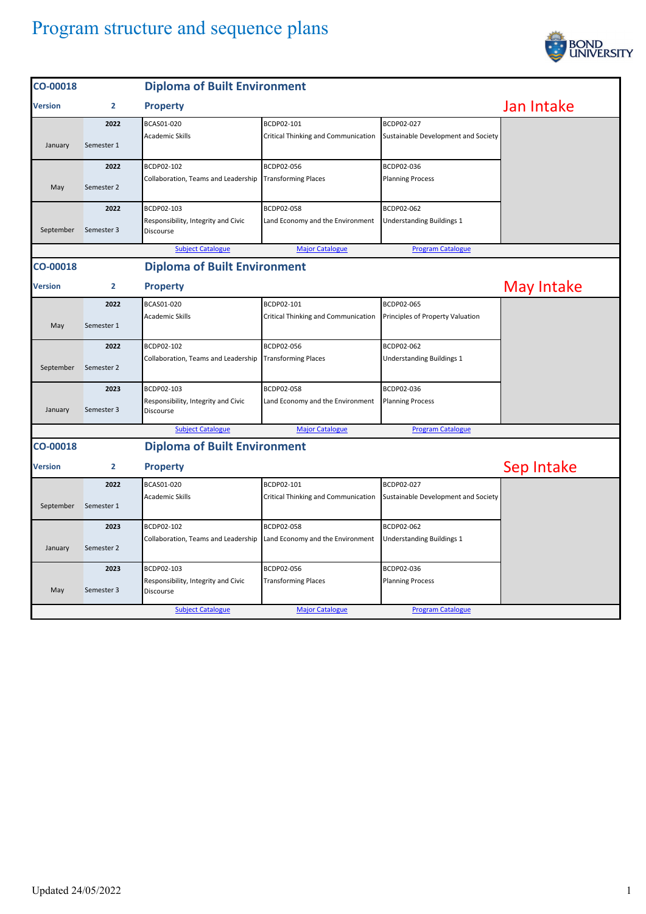# Program structure and sequence plans

## CO-00018 Diploma of Built Environment

**Version 2 — Property — Jan Intake**

| Month | Semester | Year | Subject 1 | Subject 2 | Subject 3 |
|---|---|---|---|---|---|
| January | Semester 1 | 2022 | BCAS01-020 Academic Skills | BCDP02-101 Critical Thinking and Communication | BCDP02-027 Sustainable Development and Society |
| May | Semester 2 | 2022 | BCDP02-102 Collaboration, Teams and Leadership | BCDP02-056 Transforming Places | BCDP02-036 Planning Process |
| September | Semester 3 | 2022 | BCDP02-103 Responsibility, Integrity and Civic Discourse | BCDP02-058 Land Economy and the Environment | BCDP02-062 Understanding Buildings 1 |

Subject Catalogue | Major Catalogue | Program Catalogue

## CO-00018 Diploma of Built Environment

**Version 2 — Property — May Intake**

| Month | Semester | Year | Subject 1 | Subject 2 | Subject 3 |
|---|---|---|---|---|---|
| May | Semester 1 | 2022 | BCAS01-020 Academic Skills | BCDP02-101 Critical Thinking and Communication | BCDP02-065 Principles of Property Valuation |
| September | Semester 2 | 2022 | BCDP02-102 Collaboration, Teams and Leadership | BCDP02-056 Transforming Places | BCDP02-062 Understanding Buildings 1 |
| January | Semester 3 | 2023 | BCDP02-103 Responsibility, Integrity and Civic Discourse | BCDP02-058 Land Economy and the Environment | BCDP02-036 Planning Process |

Subject Catalogue | Major Catalogue | Program Catalogue

## CO-00018 Diploma of Built Environment

**Version 2 — Property — Sep Intake**

| Month | Semester | Year | Subject 1 | Subject 2 | Subject 3 |
|---|---|---|---|---|---|
| September | Semester 1 | 2022 | BCAS01-020 Academic Skills | BCDP02-101 Critical Thinking and Communication | BCDP02-027 Sustainable Development and Society |
| January | Semester 2 | 2023 | BCDP02-102 Collaboration, Teams and Leadership | BCDP02-058 Land Economy and the Environment | BCDP02-062 Understanding Buildings 1 |
| May | Semester 3 | 2023 | BCDP02-103 Responsibility, Integrity and Civic Discourse | BCDP02-056 Transforming Places | BCDP02-036 Planning Process |

Subject Catalogue | Major Catalogue | Program Catalogue

Updated 24/05/2022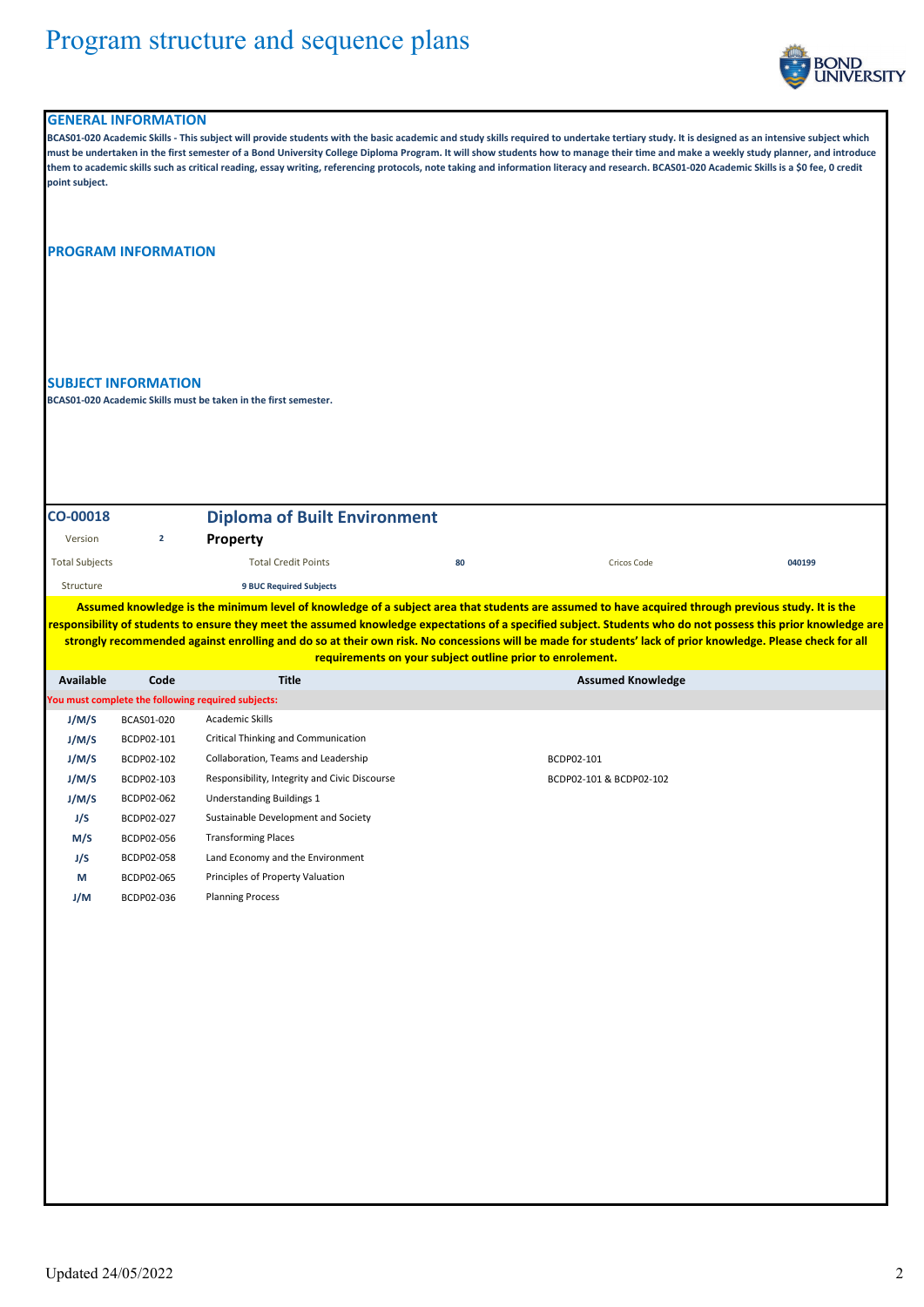# Program structure and sequence plans

## GENERAL INFORMATION

**BCAS01-020 Academic Skills - This subject will provide students with the basic academic and study skills required to undertake tertiary study. It is designed as an intensive subject which must be undertaken in the first semester of a Bond University College Diploma Program. It will show students how to manage their time and make a weekly study planner, and introduce them to academic skills such as critical reading, essay writing, referencing protocols, note taking and information literacy and research. BCAS01-020 Academic Skills is a $0 fee, 0 credit point subject.**

## PROGRAM INFORMATION

## SUBJECT INFORMATION

**BCAS01-020 Academic Skills must be taken in the first semester.**

## CO-00018 Diploma of Built Environment

| | | | | |
|---|---|---|---|---|
| Version | 2 | **Property** | | |
| Total Subjects | Total Credit Points | 80 | Cricos Code | 040199 |
| Structure | 9 BUC Required Subjects | | | |

**Assumed knowledge is the minimum level of knowledge of a subject area that students are assumed to have acquired through previous study. It is the responsibility of students to ensure they meet the assumed knowledge expectations of a specified subject. Students who do not possess this prior knowledge are strongly recommended against enrolling and do so at their own risk. No concessions will be made for students' lack of prior knowledge. Please check for all requirements on your subject outline prior to enrolement.**

| Available | Code | Title | Assumed Knowledge |
|---|---|---|---|
| You must complete the following required subjects: | | | |
| J/M/S | BCAS01-020 | Academic Skills | |
| J/M/S | BCDP02-101 | Critical Thinking and Communication | |
| J/M/S | BCDP02-102 | Collaboration, Teams and Leadership | BCDP02-101 |
| J/M/S | BCDP02-103 | Responsibility, Integrity and Civic Discourse | BCDP02-101 & BCDP02-102 |
| J/M/S | BCDP02-062 | Understanding Buildings 1 | |
| J/S | BCDP02-027 | Sustainable Development and Society | |
| M/S | BCDP02-056 | Transforming Places | |
| J/S | BCDP02-058 | Land Economy and the Environment | |
| M | BCDP02-065 | Principles of Property Valuation | |
| J/M | BCDP02-036 | Planning Process | |

Updated 24/05/2022